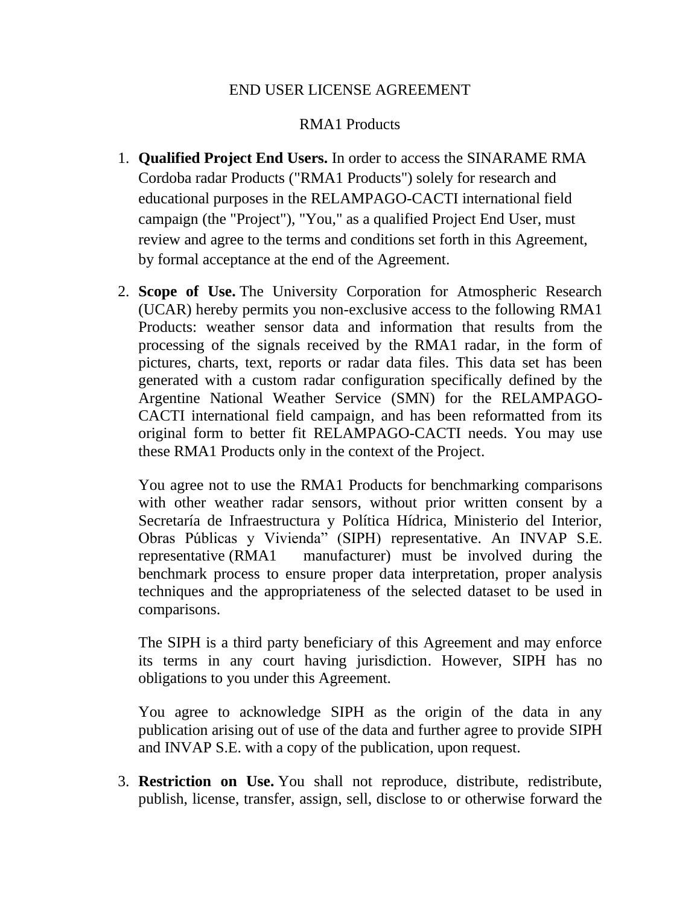# END USER LICENSE AGREEMENT

## RMA1 Products

1. **Qualified Project End Users.** In order to access the SINARAME RMA Cordoba radar Products ("RMA1 Products") solely for research and educational purposes in the RELAMPAGO-CACTI international field campaign (the "Project"), "You," as a qualified Project End User, must review and agree to the terms and conditions set forth in this Agreement, by formal acceptance at the end of the Agreement.

2. **Scope of Use.** The University Corporation for Atmospheric Research (UCAR) hereby permits you non-exclusive access to the following RMA1 Products: weather sensor data and information that results from the processing of the signals received by the RMA1 radar, in the form of pictures, charts, text, reports or radar data files. This data set has been generated with a custom radar configuration specifically defined by the Argentine National Weather Service (SMN) for the RELAMPAGO-CACTI international field campaign, and has been reformatted from its original form to better fit RELAMPAGO-CACTI needs. You may use these RMA1 Products only in the context of the Project.

   You agree not to use the RMA1 Products for benchmarking comparisons with other weather radar sensors, without prior written consent by a Secretaría de Infraestructura y Política Hídrica, Ministerio del Interior, Obras Públicas y Vivienda" (SIPH) representative. An INVAP S.E. representative (RMA1 manufacturer) must be involved during the benchmark process to ensure proper data interpretation, proper analysis techniques and the appropriateness of the selected dataset to be used in comparisons.

   The SIPH is a third party beneficiary of this Agreement and may enforce its terms in any court having jurisdiction. However, SIPH has no obligations to you under this Agreement.

   You agree to acknowledge SIPH as the origin of the data in any publication arising out of use of the data and further agree to provide SIPH and INVAP S.E. with a copy of the publication, upon request.

3. **Restriction on Use.** You shall not reproduce, distribute, redistribute, publish, license, transfer, assign, sell, disclose to or otherwise forward the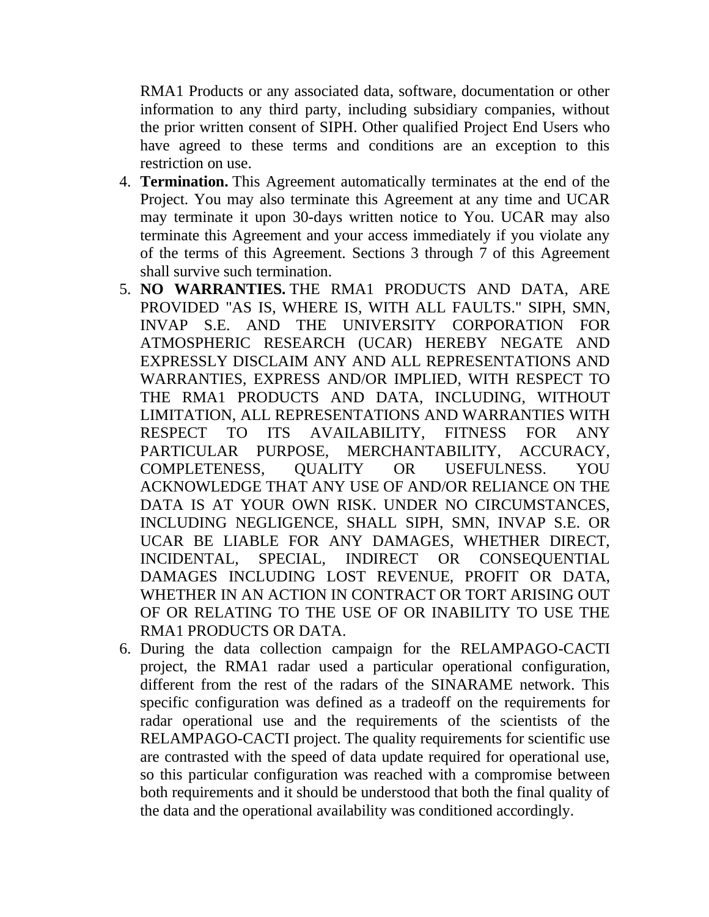RMA1 Products or any associated data, software, documentation or other information to any third party, including subsidiary companies, without the prior written consent of SIPH. Other qualified Project End Users who have agreed to these terms and conditions are an exception to this restriction on use.

4. **Termination.** This Agreement automatically terminates at the end of the Project. You may also terminate this Agreement at any time and UCAR may terminate it upon 30-days written notice to You. UCAR may also terminate this Agreement and your access immediately if you violate any of the terms of this Agreement. Sections 3 through 7 of this Agreement shall survive such termination.
5. **NO WARRANTIES.** THE RMA1 PRODUCTS AND DATA, ARE PROVIDED "AS IS, WHERE IS, WITH ALL FAULTS." SIPH, SMN, INVAP S.E. AND THE UNIVERSITY CORPORATION FOR ATMOSPHERIC RESEARCH (UCAR) HEREBY NEGATE AND EXPRESSLY DISCLAIM ANY AND ALL REPRESENTATIONS AND WARRANTIES, EXPRESS AND/OR IMPLIED, WITH RESPECT TO THE RMA1 PRODUCTS AND DATA, INCLUDING, WITHOUT LIMITATION, ALL REPRESENTATIONS AND WARRANTIES WITH RESPECT TO ITS AVAILABILITY, FITNESS FOR ANY PARTICULAR PURPOSE, MERCHANTABILITY, ACCURACY, COMPLETENESS, QUALITY OR USEFULNESS. YOU ACKNOWLEDGE THAT ANY USE OF AND/OR RELIANCE ON THE DATA IS AT YOUR OWN RISK. UNDER NO CIRCUMSTANCES, INCLUDING NEGLIGENCE, SHALL SIPH, SMN, INVAP S.E. OR UCAR BE LIABLE FOR ANY DAMAGES, WHETHER DIRECT, INCIDENTAL, SPECIAL, INDIRECT OR CONSEQUENTIAL DAMAGES INCLUDING LOST REVENUE, PROFIT OR DATA, WHETHER IN AN ACTION IN CONTRACT OR TORT ARISING OUT OF OR RELATING TO THE USE OF OR INABILITY TO USE THE RMA1 PRODUCTS OR DATA.
6. During the data collection campaign for the RELAMPAGO-CACTI project, the RMA1 radar used a particular operational configuration, different from the rest of the radars of the SINARAME network. This specific configuration was defined as a tradeoff on the requirements for radar operational use and the requirements of the scientists of the RELAMPAGO-CACTI project. The quality requirements for scientific use are contrasted with the speed of data update required for operational use, so this particular configuration was reached with a compromise between both requirements and it should be understood that both the final quality of the data and the operational availability was conditioned accordingly.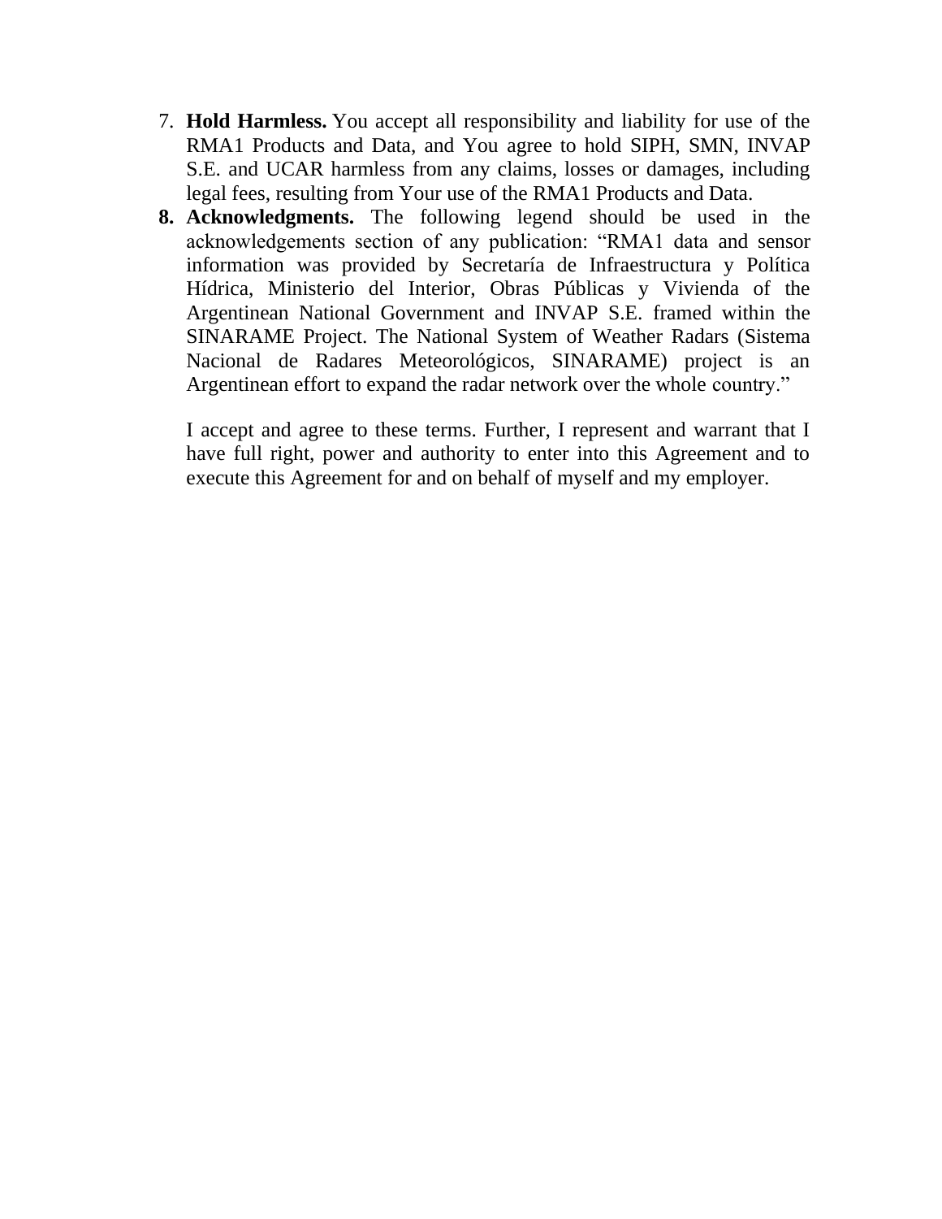7. **Hold Harmless.** You accept all responsibility and liability for use of the RMA1 Products and Data, and You agree to hold SIPH, SMN, INVAP S.E. and UCAR harmless from any claims, losses or damages, including legal fees, resulting from Your use of the RMA1 Products and Data.
8. **Acknowledgments.** The following legend should be used in the acknowledgements section of any publication: "RMA1 data and sensor information was provided by Secretaría de Infraestructura y Política Hídrica, Ministerio del Interior, Obras Públicas y Vivienda of the Argentinean National Government and INVAP S.E. framed within the SINARAME Project. The National System of Weather Radars (Sistema Nacional de Radares Meteorológicos, SINARAME) project is an Argentinean effort to expand the radar network over the whole country."

   I accept and agree to these terms. Further, I represent and warrant that I have full right, power and authority to enter into this Agreement and to execute this Agreement for and on behalf of myself and my employer.